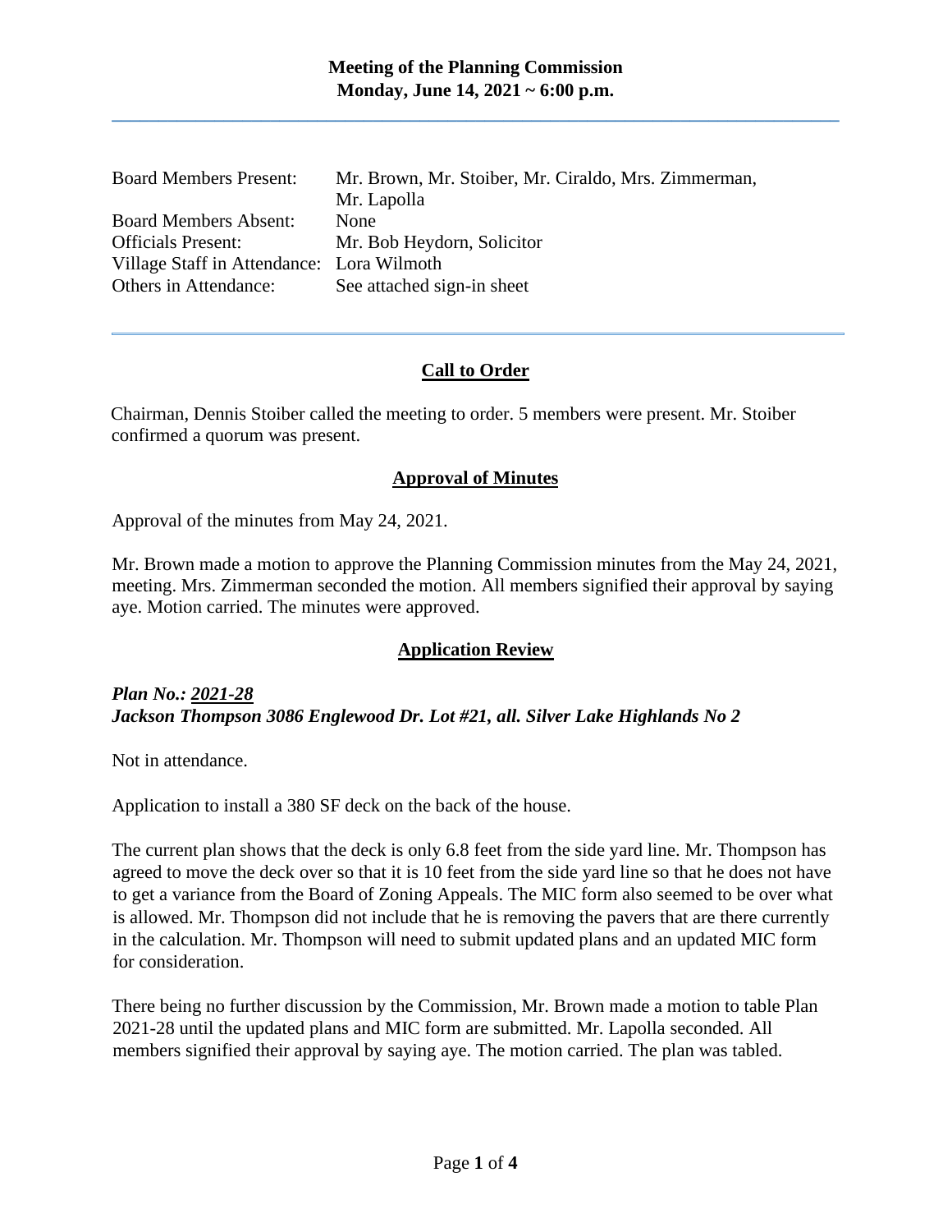# Meeting of the Planning Commission
## Monday, June 14, 2021 ~ 6:00 p.m.

| | |
|---|---|
| Board Members Present: | Mr. Brown, Mr. Stoiber, Mr. Ciraldo, Mrs. Zimmerman, Mr. Lapolla |
| Board Members Absent: | None |
| Officials Present: | Mr. Bob Heydorn, Solicitor |
| Village Staff in Attendance: | Lora Wilmoth |
| Others in Attendance: | See attached sign-in sheet |

## Call to Order

Chairman, Dennis Stoiber called the meeting to order. 5 members were present. Mr. Stoiber confirmed a quorum was present.

## Approval of Minutes

Approval of the minutes from May 24, 2021.

Mr. Brown made a motion to approve the Planning Commission minutes from the May 24, 2021, meeting. Mrs. Zimmerman seconded the motion. All members signified their approval by saying aye. Motion carried. The minutes were approved.

## Application Review

***Plan No.: 2021-28***
***Jackson Thompson 3086 Englewood Dr. Lot #21, all. Silver Lake Highlands No 2***

Not in attendance.

Application to install a 380 SF deck on the back of the house.

The current plan shows that the deck is only 6.8 feet from the side yard line. Mr. Thompson has agreed to move the deck over so that it is 10 feet from the side yard line so that he does not have to get a variance from the Board of Zoning Appeals. The MIC form also seemed to be over what is allowed. Mr. Thompson did not include that he is removing the pavers that are there currently in the calculation. Mr. Thompson will need to submit updated plans and an updated MIC form for consideration.

There being no further discussion by the Commission, Mr. Brown made a motion to table Plan 2021-28 until the updated plans and MIC form are submitted. Mr. Lapolla seconded. All members signified their approval by saying aye. The motion carried. The plan was tabled.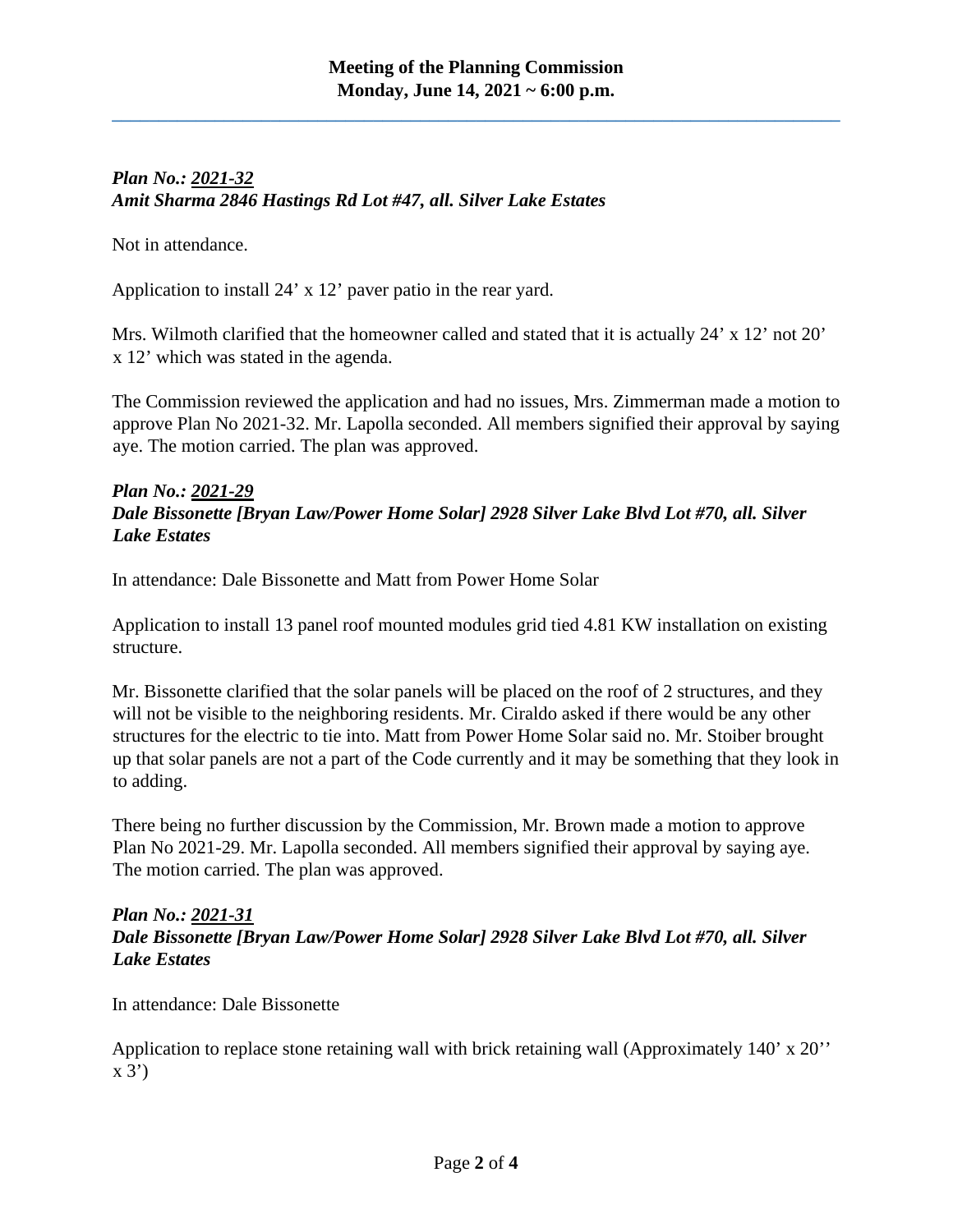***Plan No.: 2021-32***
***Amit Sharma 2846 Hastings Rd Lot #47, all. Silver Lake Estates***

Not in attendance.

Application to install 24' x 12' paver patio in the rear yard.

Mrs. Wilmoth clarified that the homeowner called and stated that it is actually 24' x 12' not 20' x 12' which was stated in the agenda.

The Commission reviewed the application and had no issues, Mrs. Zimmerman made a motion to approve Plan No 2021-32. Mr. Lapolla seconded. All members signified their approval by saying aye. The motion carried. The plan was approved.

***Plan No.: 2021-29***
***Dale Bissonette [Bryan Law/Power Home Solar] 2928 Silver Lake Blvd Lot #70, all. Silver Lake Estates***

In attendance: Dale Bissonette and Matt from Power Home Solar

Application to install 13 panel roof mounted modules grid tied 4.81 KW installation on existing structure.

Mr. Bissonette clarified that the solar panels will be placed on the roof of 2 structures, and they will not be visible to the neighboring residents. Mr. Ciraldo asked if there would be any other structures for the electric to tie into. Matt from Power Home Solar said no. Mr. Stoiber brought up that solar panels are not a part of the Code currently and it may be something that they look in to adding.

There being no further discussion by the Commission, Mr. Brown made a motion to approve Plan No 2021-29. Mr. Lapolla seconded. All members signified their approval by saying aye. The motion carried. The plan was approved.

***Plan No.: 2021-31***
***Dale Bissonette [Bryan Law/Power Home Solar] 2928 Silver Lake Blvd Lot #70, all. Silver Lake Estates***

In attendance: Dale Bissonette

Application to replace stone retaining wall with brick retaining wall (Approximately 140' x 20'' x 3')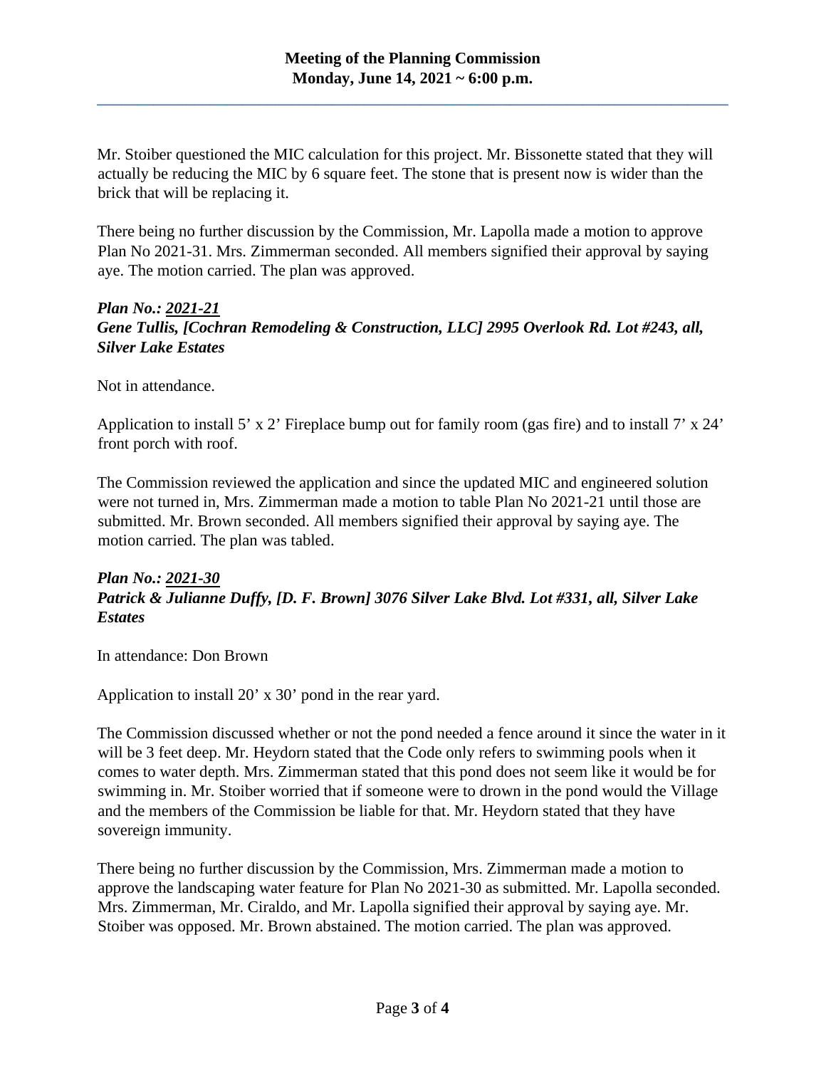Mr. Stoiber questioned the MIC calculation for this project. Mr. Bissonette stated that they will actually be reducing the MIC by 6 square feet. The stone that is present now is wider than the brick that will be replacing it.

There being no further discussion by the Commission, Mr. Lapolla made a motion to approve Plan No 2021-31. Mrs. Zimmerman seconded. All members signified their approval by saying aye. The motion carried. The plan was approved.

***Plan No.: 2021-21***
***Gene Tullis, [Cochran Remodeling & Construction, LLC] 2995 Overlook Rd. Lot #243, all, Silver Lake Estates***

Not in attendance.

Application to install 5' x 2' Fireplace bump out for family room (gas fire) and to install 7' x 24' front porch with roof.

The Commission reviewed the application and since the updated MIC and engineered solution were not turned in, Mrs. Zimmerman made a motion to table Plan No 2021-21 until those are submitted. Mr. Brown seconded. All members signified their approval by saying aye. The motion carried. The plan was tabled.

***Plan No.: 2021-30***
***Patrick & Julianne Duffy, [D. F. Brown] 3076 Silver Lake Blvd. Lot #331, all, Silver Lake Estates***

In attendance: Don Brown

Application to install 20' x 30' pond in the rear yard.

The Commission discussed whether or not the pond needed a fence around it since the water in it will be 3 feet deep. Mr. Heydorn stated that the Code only refers to swimming pools when it comes to water depth. Mrs. Zimmerman stated that this pond does not seem like it would be for swimming in. Mr. Stoiber worried that if someone were to drown in the pond would the Village and the members of the Commission be liable for that. Mr. Heydorn stated that they have sovereign immunity.

There being no further discussion by the Commission, Mrs. Zimmerman made a motion to approve the landscaping water feature for Plan No 2021-30 as submitted. Mr. Lapolla seconded. Mrs. Zimmerman, Mr. Ciraldo, and Mr. Lapolla signified their approval by saying aye. Mr. Stoiber was opposed. Mr. Brown abstained. The motion carried. The plan was approved.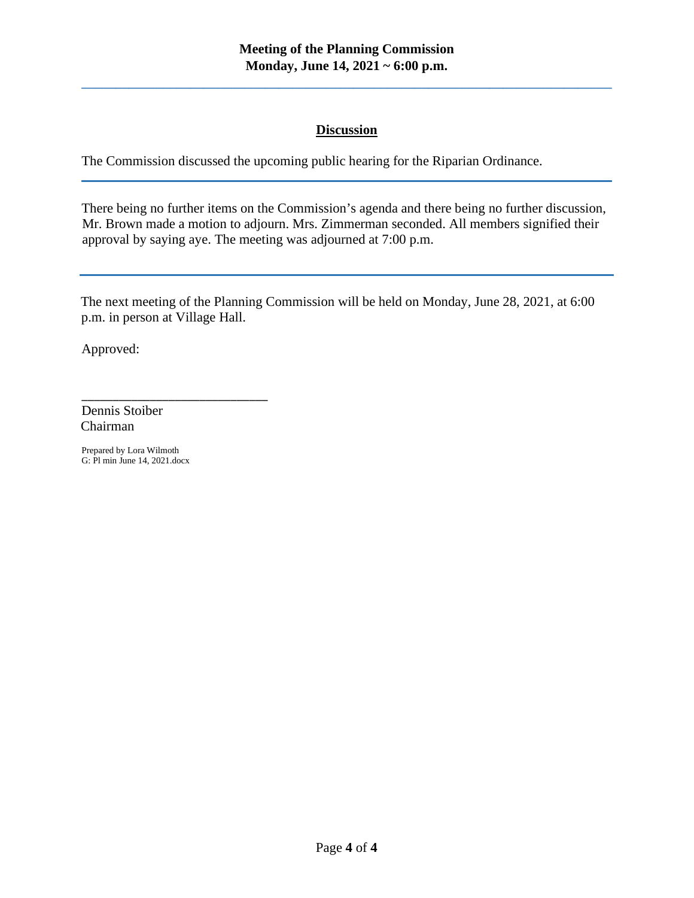## Discussion

The Commission discussed the upcoming public hearing for the Riparian Ordinance.

---

There being no further items on the Commission's agenda and there being no further discussion, Mr. Brown made a motion to adjourn. Mrs. Zimmerman seconded. All members signified their approval by saying aye. The meeting was adjourned at 7:00 p.m.

---

The next meeting of the Planning Commission will be held on Monday, June 28, 2021, at 6:00 p.m. in person at Village Hall.

Approved:

___________________________
Dennis Stoiber
Chairman

Prepared by Lora Wilmoth
G: Pl min June 14, 2021.docx